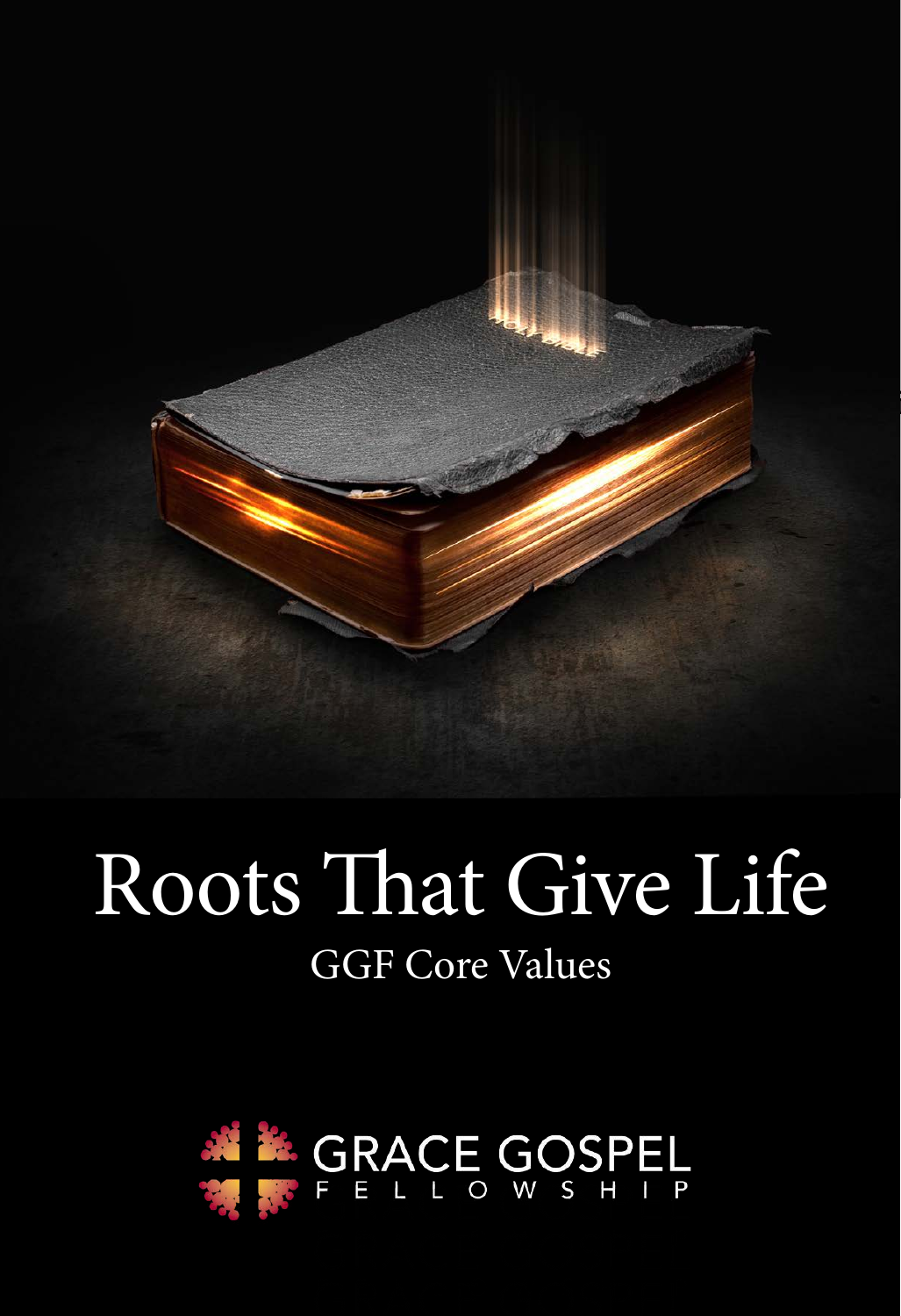# Roots That Give Life

## GGF Core Values

GRACE GOSPEL FELLOWSHIP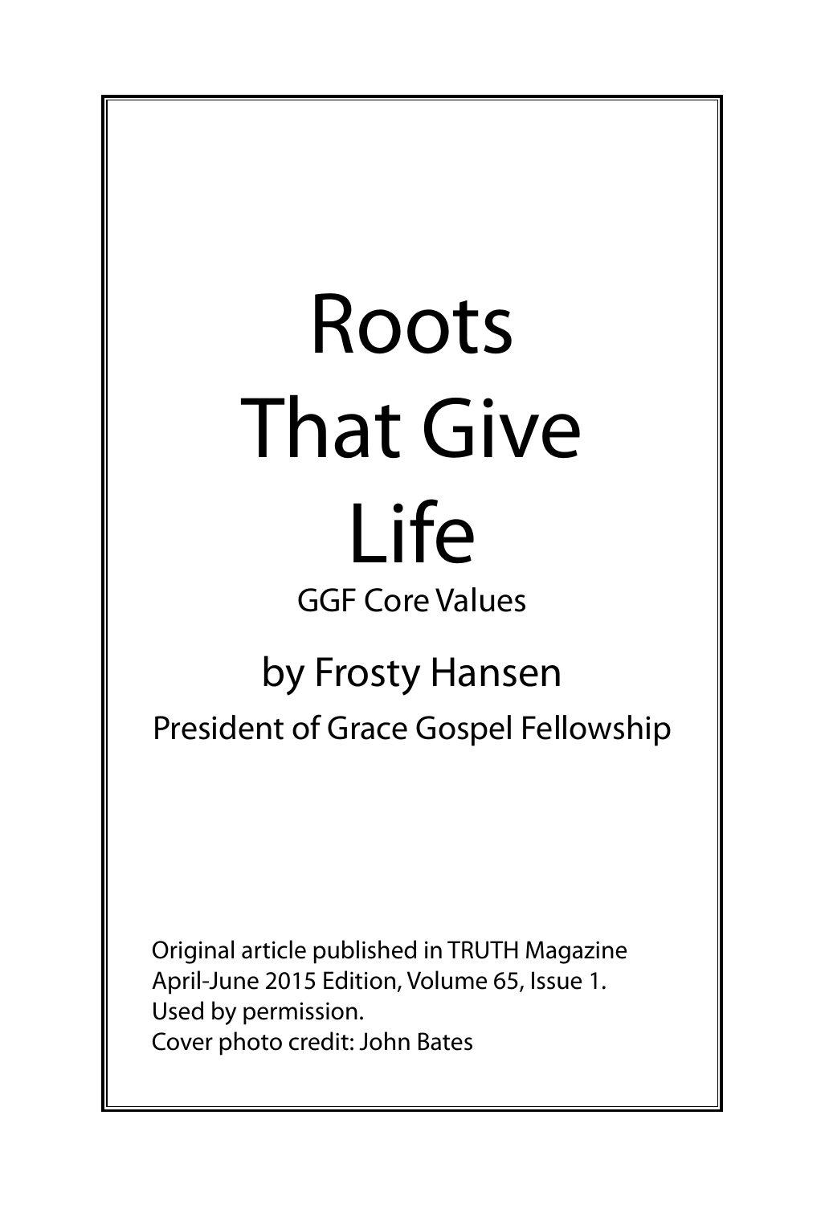# Roots That Give Life

GGF Core Values

by Frosty Hansen

President of Grace Gospel Fellowship

Original article published in TRUTH Magazine
April-June 2015 Edition, Volume 65, Issue 1.
Used by permission.
Cover photo credit: John Bates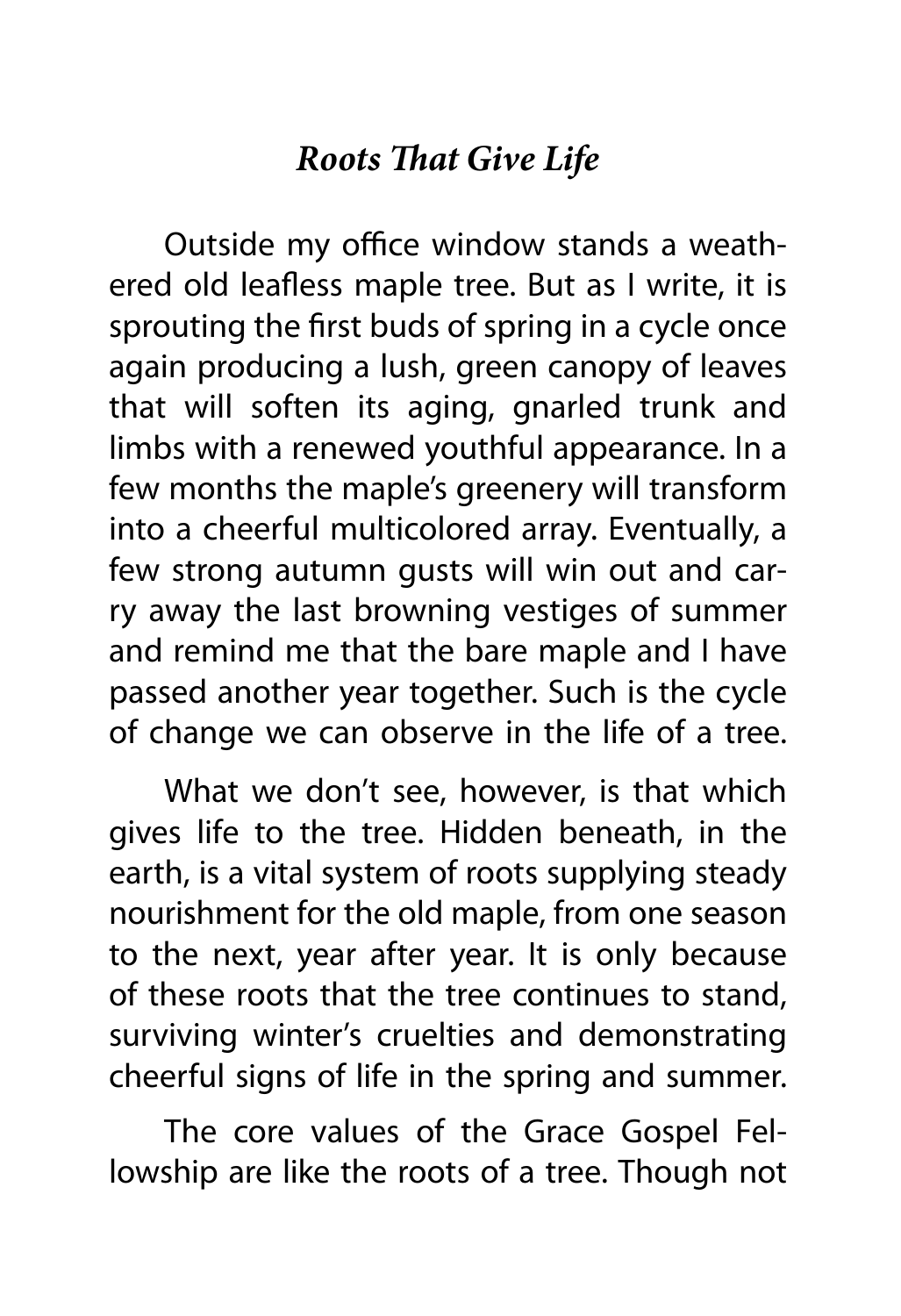## *Roots That Give Life*

Outside my office window stands a weathered old leafless maple tree. But as I write, it is sprouting the first buds of spring in a cycle once again producing a lush, green canopy of leaves that will soften its aging, gnarled trunk and limbs with a renewed youthful appearance. In a few months the maple's greenery will transform into a cheerful multicolored array. Eventually, a few strong autumn gusts will win out and carry away the last browning vestiges of summer and remind me that the bare maple and I have passed another year together. Such is the cycle of change we can observe in the life of a tree.

What we don't see, however, is that which gives life to the tree. Hidden beneath, in the earth, is a vital system of roots supplying steady nourishment for the old maple, from one season to the next, year after year. It is only because of these roots that the tree continues to stand, surviving winter's cruelties and demonstrating cheerful signs of life in the spring and summer.

The core values of the Grace Gospel Fellowship are like the roots of a tree. Though not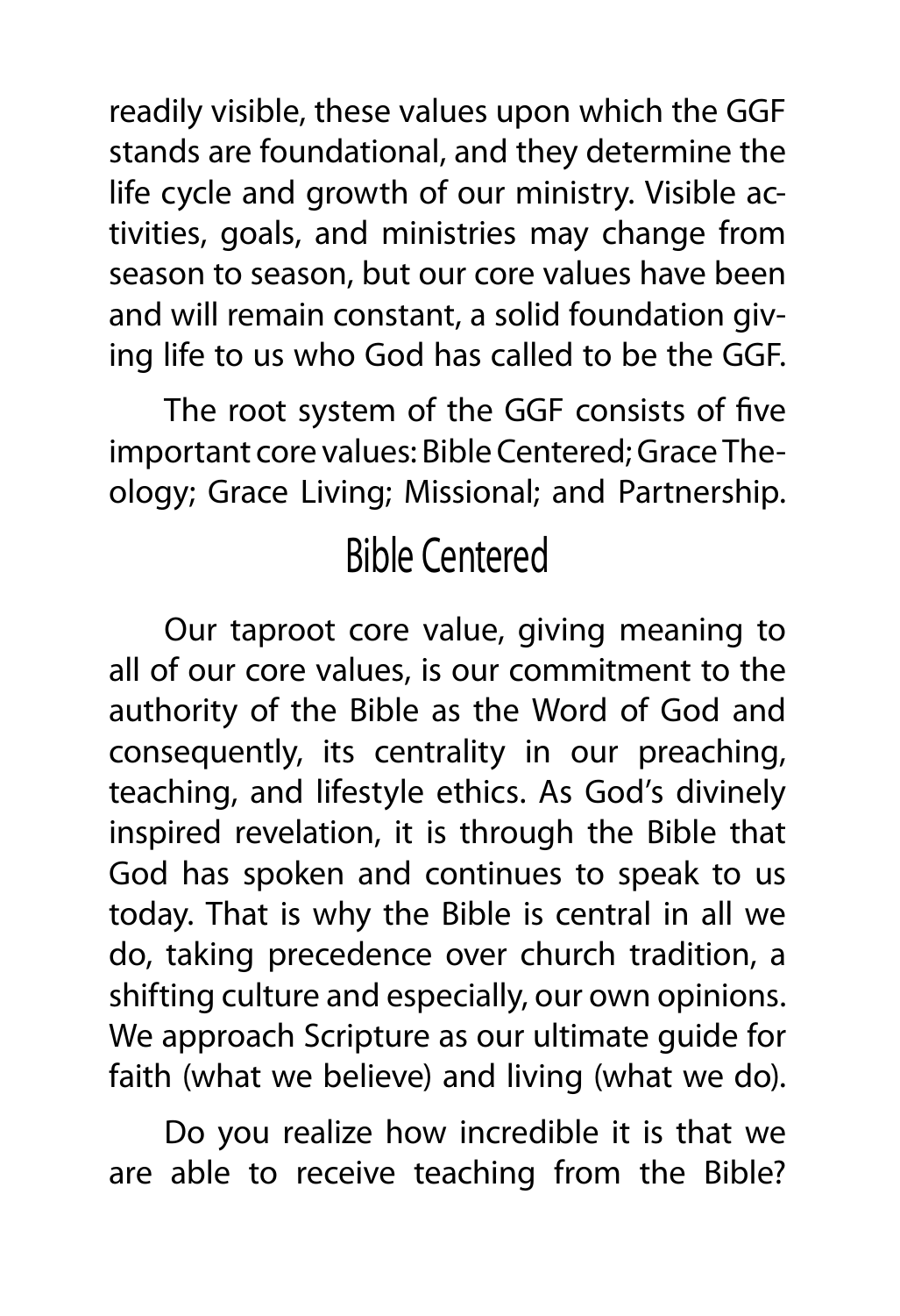readily visible, these values upon which the GGF stands are foundational, and they determine the life cycle and growth of our ministry. Visible activities, goals, and ministries may change from season to season, but our core values have been and will remain constant, a solid foundation giving life to us who God has called to be the GGF.

The root system of the GGF consists of five important core values: Bible Centered; Grace Theology; Grace Living; Missional; and Partnership.

## Bible Centered

Our taproot core value, giving meaning to all of our core values, is our commitment to the authority of the Bible as the Word of God and consequently, its centrality in our preaching, teaching, and lifestyle ethics. As God's divinely inspired revelation, it is through the Bible that God has spoken and continues to speak to us today. That is why the Bible is central in all we do, taking precedence over church tradition, a shifting culture and especially, our own opinions. We approach Scripture as our ultimate guide for faith (what we believe) and living (what we do).

Do you realize how incredible it is that we are able to receive teaching from the Bible?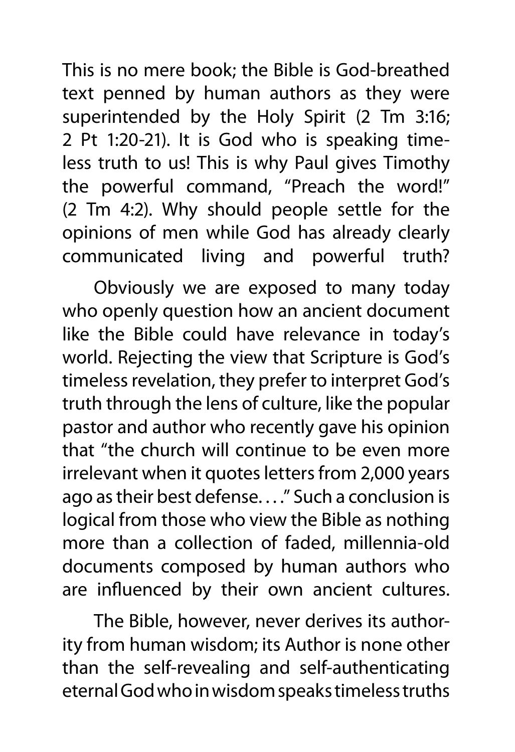This is no mere book; the Bible is God-breathed text penned by human authors as they were superintended by the Holy Spirit (2 Tm 3:16; 2 Pt 1:20-21). It is God who is speaking timeless truth to us! This is why Paul gives Timothy the powerful command, "Preach the word!" (2 Tm 4:2). Why should people settle for the opinions of men while God has already clearly communicated living and powerful truth?

Obviously we are exposed to many today who openly question how an ancient document like the Bible could have relevance in today's world. Rejecting the view that Scripture is God's timeless revelation, they prefer to interpret God's truth through the lens of culture, like the popular pastor and author who recently gave his opinion that "the church will continue to be even more irrelevant when it quotes letters from 2,000 years ago as their best defense. . . ." Such a conclusion is logical from those who view the Bible as nothing more than a collection of faded, millennia-old documents composed by human authors who are influenced by their own ancient cultures.

The Bible, however, never derives its authority from human wisdom; its Author is none other than the self-revealing and self-authenticating eternal God who in wisdom speaks timeless truths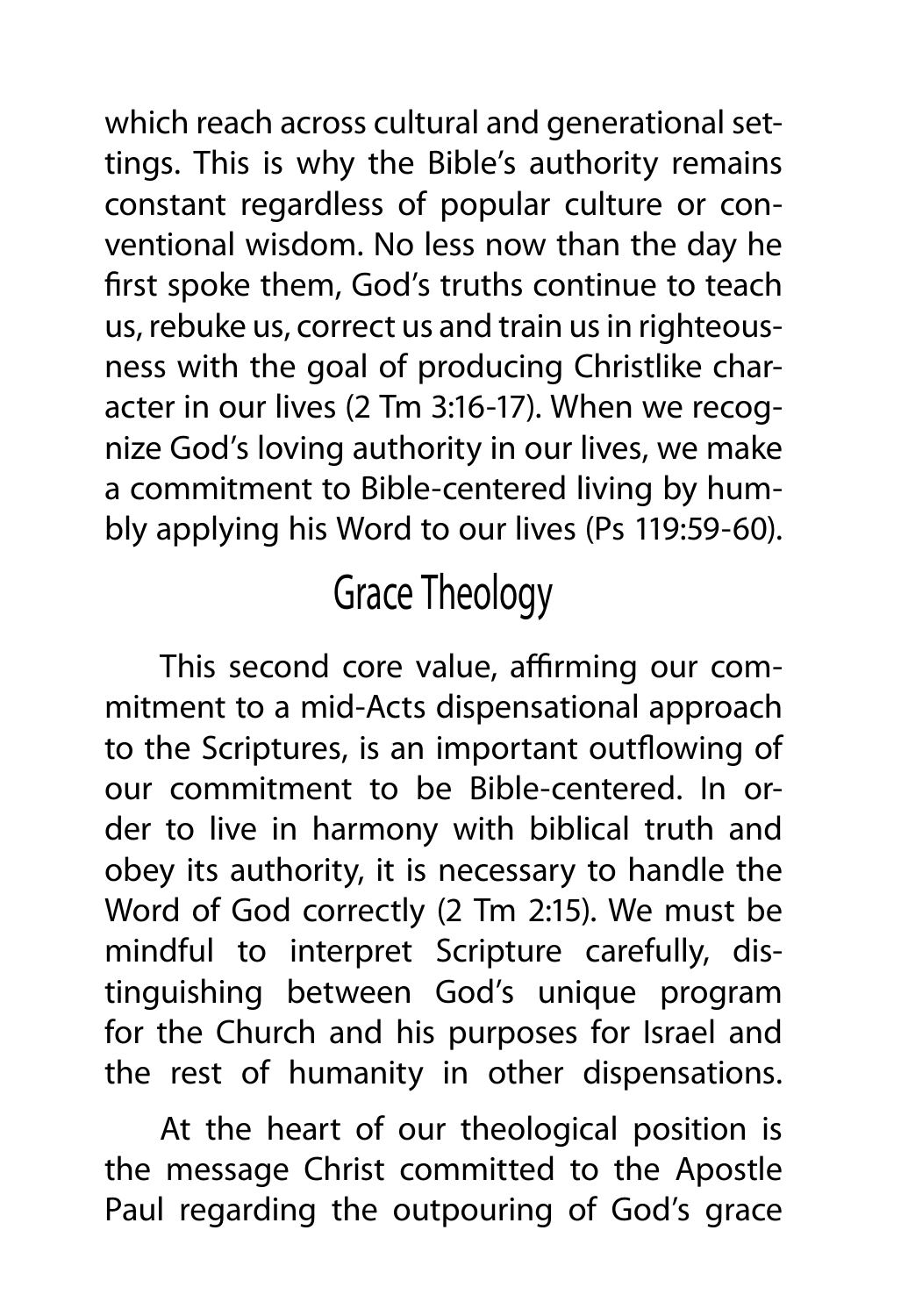which reach across cultural and generational settings. This is why the Bible's authority remains constant regardless of popular culture or conventional wisdom. No less now than the day he first spoke them, God's truths continue to teach us, rebuke us, correct us and train us in righteousness with the goal of producing Christlike character in our lives (2 Tm 3:16-17). When we recognize God's loving authority in our lives, we make a commitment to Bible-centered living by humbly applying his Word to our lives (Ps 119:59-60).

## Grace Theology

This second core value, affirming our commitment to a mid-Acts dispensational approach to the Scriptures, is an important outflowing of our commitment to be Bible-centered. In order to live in harmony with biblical truth and obey its authority, it is necessary to handle the Word of God correctly (2 Tm 2:15). We must be mindful to interpret Scripture carefully, distinguishing between God's unique program for the Church and his purposes for Israel and the rest of humanity in other dispensations.

At the heart of our theological position is the message Christ committed to the Apostle Paul regarding the outpouring of God's grace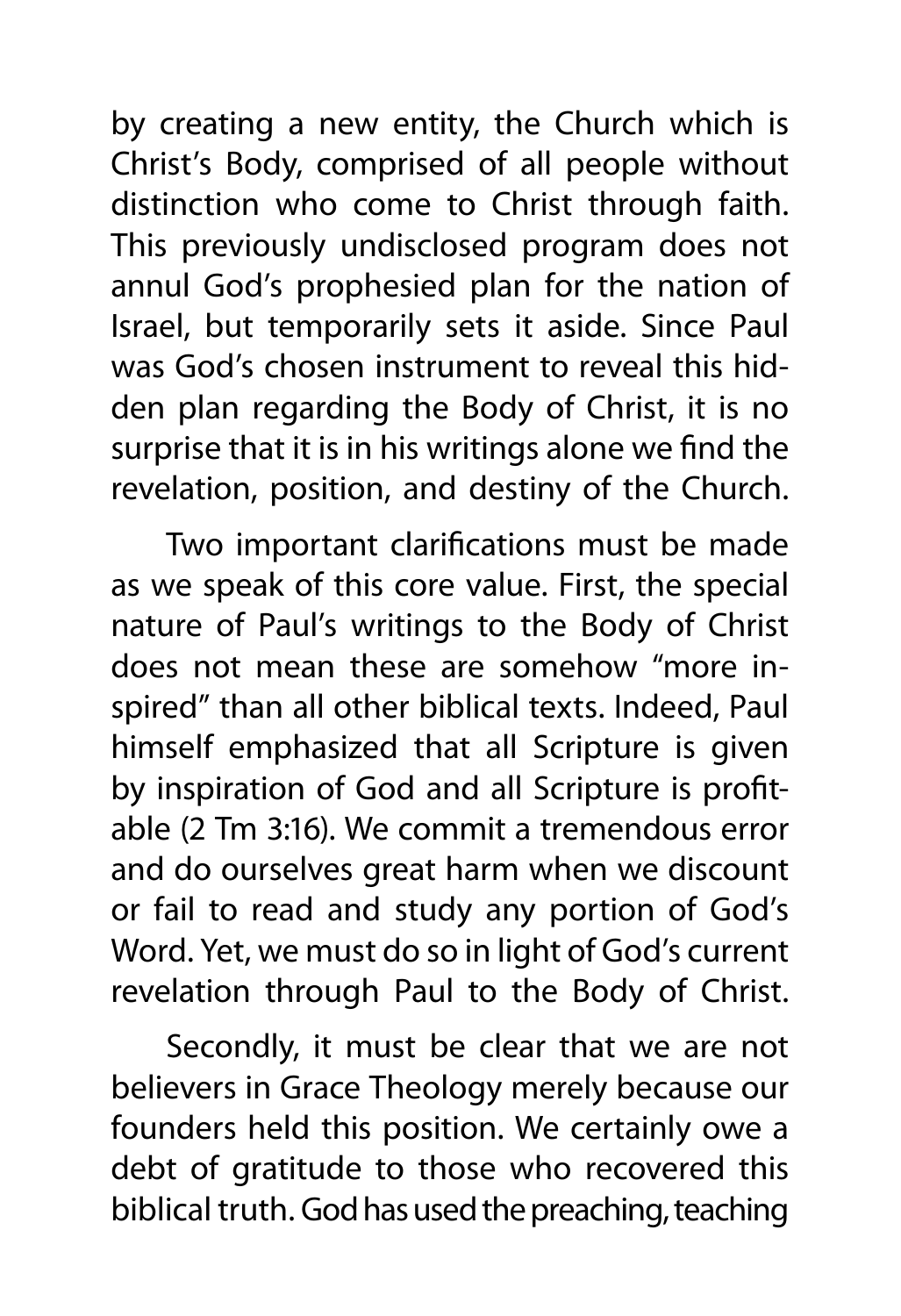by creating a new entity, the Church which is Christ's Body, comprised of all people without distinction who come to Christ through faith. This previously undisclosed program does not annul God's prophesied plan for the nation of Israel, but temporarily sets it aside. Since Paul was God's chosen instrument to reveal this hidden plan regarding the Body of Christ, it is no surprise that it is in his writings alone we find the revelation, position, and destiny of the Church.

Two important clarifications must be made as we speak of this core value. First, the special nature of Paul's writings to the Body of Christ does not mean these are somehow "more inspired" than all other biblical texts. Indeed, Paul himself emphasized that all Scripture is given by inspiration of God and all Scripture is profitable (2 Tm 3:16). We commit a tremendous error and do ourselves great harm when we discount or fail to read and study any portion of God's Word. Yet, we must do so in light of God's current revelation through Paul to the Body of Christ.

Secondly, it must be clear that we are not believers in Grace Theology merely because our founders held this position. We certainly owe a debt of gratitude to those who recovered this biblical truth. God has used the preaching, teaching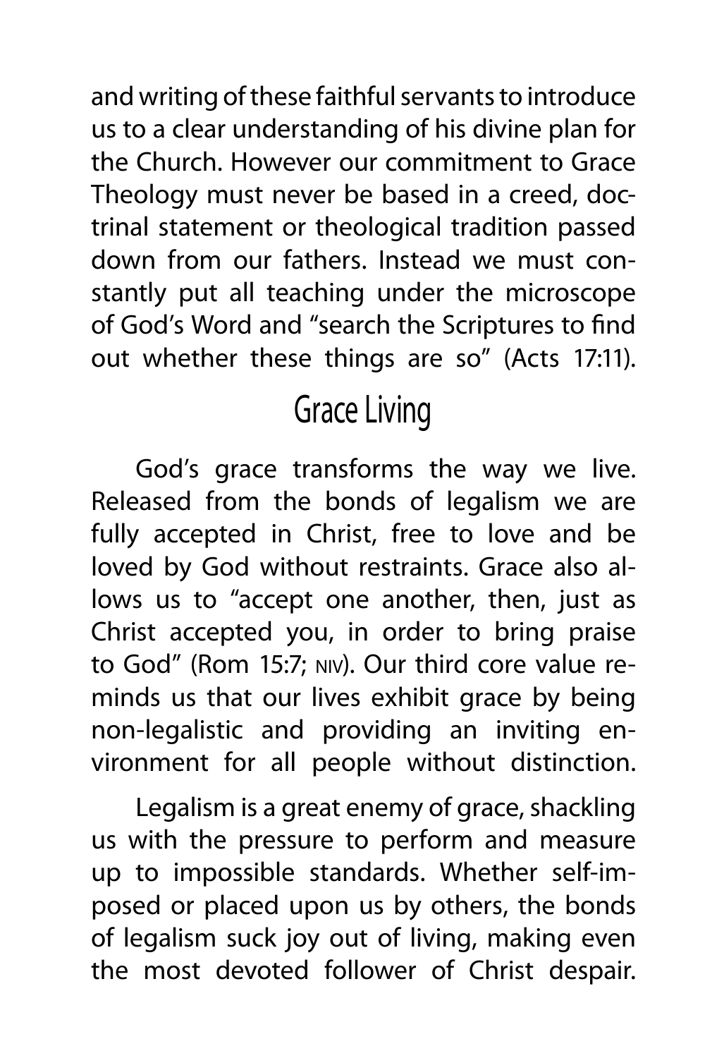and writing of these faithful servants to introduce us to a clear understanding of his divine plan for the Church. However our commitment to Grace Theology must never be based in a creed, doctrinal statement or theological tradition passed down from our fathers. Instead we must constantly put all teaching under the microscope of God's Word and "search the Scriptures to find out whether these things are so" (Acts 17:11).

## Grace Living

God's grace transforms the way we live. Released from the bonds of legalism we are fully accepted in Christ, free to love and be loved by God without restraints. Grace also allows us to "accept one another, then, just as Christ accepted you, in order to bring praise to God" (Rom 15:7; NIV). Our third core value reminds us that our lives exhibit grace by being non-legalistic and providing an inviting environment for all people without distinction.

Legalism is a great enemy of grace, shackling us with the pressure to perform and measure up to impossible standards. Whether self-imposed or placed upon us by others, the bonds of legalism suck joy out of living, making even the most devoted follower of Christ despair.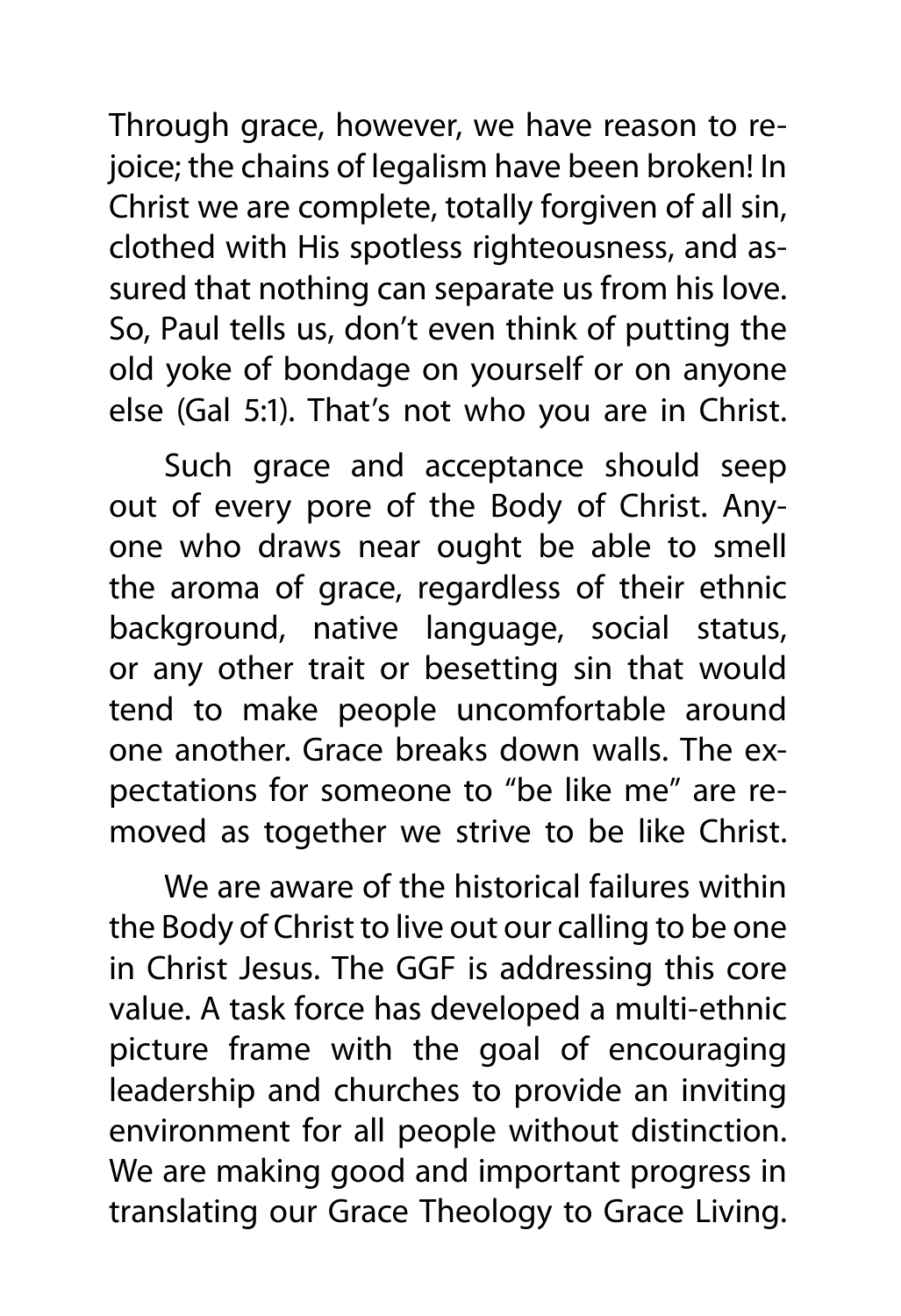Through grace, however, we have reason to rejoice; the chains of legalism have been broken! In Christ we are complete, totally forgiven of all sin, clothed with His spotless righteousness, and assured that nothing can separate us from his love. So, Paul tells us, don't even think of putting the old yoke of bondage on yourself or on anyone else (Gal 5:1). That's not who you are in Christ.

Such grace and acceptance should seep out of every pore of the Body of Christ. Anyone who draws near ought be able to smell the aroma of grace, regardless of their ethnic background, native language, social status, or any other trait or besetting sin that would tend to make people uncomfortable around one another. Grace breaks down walls. The expectations for someone to "be like me" are removed as together we strive to be like Christ.

We are aware of the historical failures within the Body of Christ to live out our calling to be one in Christ Jesus. The GGF is addressing this core value. A task force has developed a multi-ethnic picture frame with the goal of encouraging leadership and churches to provide an inviting environment for all people without distinction. We are making good and important progress in translating our Grace Theology to Grace Living.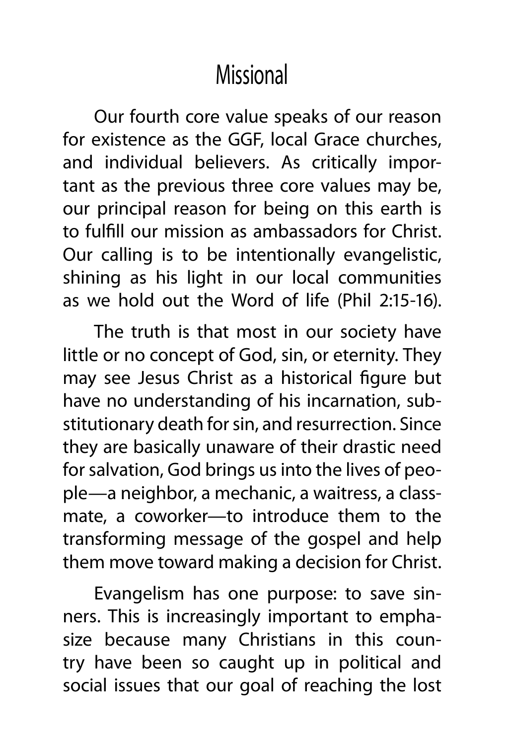# Missional

Our fourth core value speaks of our reason for existence as the GGF, local Grace churches, and individual believers. As critically important as the previous three core values may be, our principal reason for being on this earth is to fulfill our mission as ambassadors for Christ. Our calling is to be intentionally evangelistic, shining as his light in our local communities as we hold out the Word of life (Phil 2:15-16).

The truth is that most in our society have little or no concept of God, sin, or eternity. They may see Jesus Christ as a historical figure but have no understanding of his incarnation, substitutionary death for sin, and resurrection. Since they are basically unaware of their drastic need for salvation, God brings us into the lives of people—a neighbor, a mechanic, a waitress, a classmate, a coworker—to introduce them to the transforming message of the gospel and help them move toward making a decision for Christ.

Evangelism has one purpose: to save sinners. This is increasingly important to emphasize because many Christians in this country have been so caught up in political and social issues that our goal of reaching the lost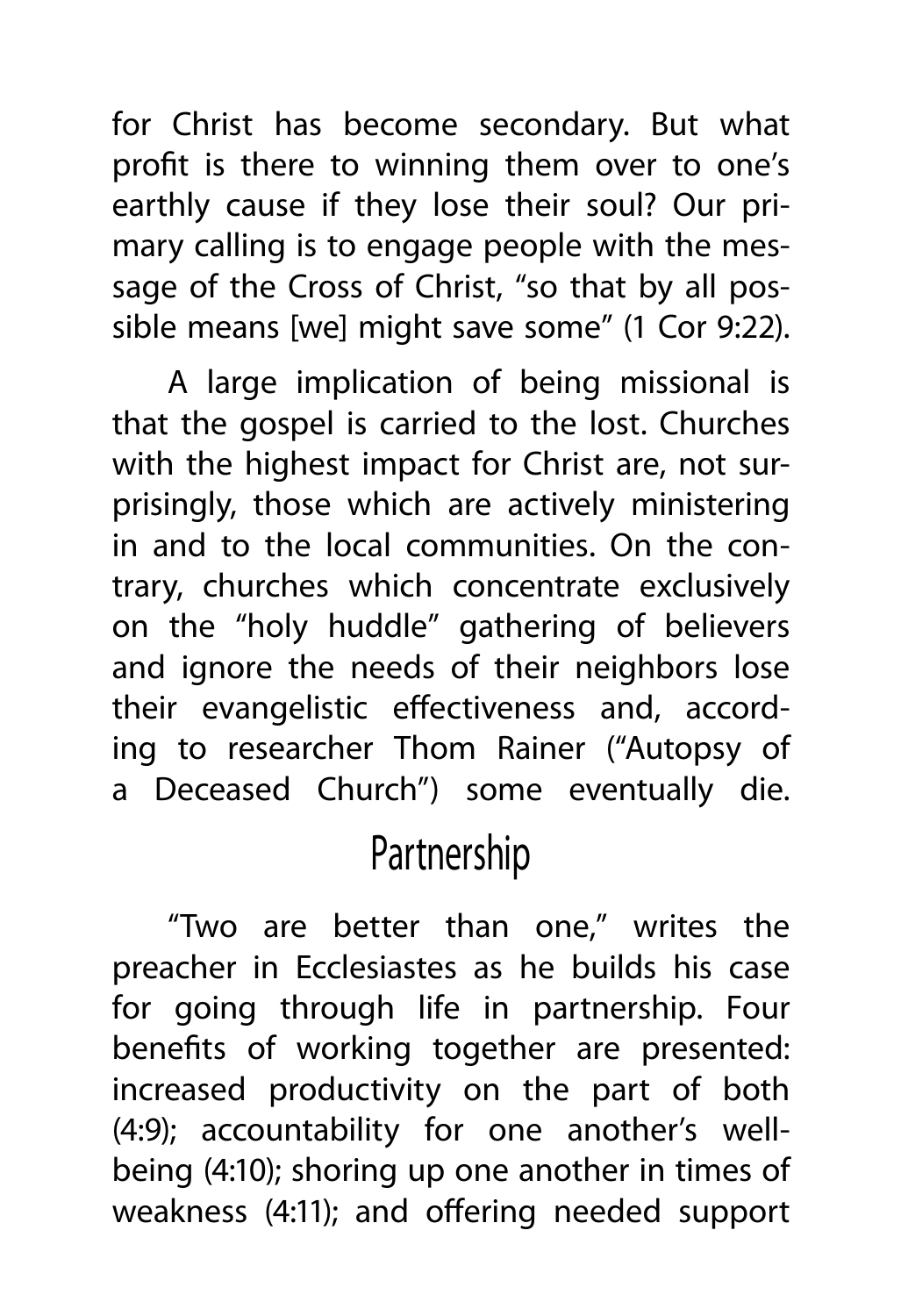for Christ has become secondary. But what profit is there to winning them over to one's earthly cause if they lose their soul? Our primary calling is to engage people with the message of the Cross of Christ, "so that by all possible means [we] might save some" (1 Cor 9:22).

A large implication of being missional is that the gospel is carried to the lost. Churches with the highest impact for Christ are, not surprisingly, those which are actively ministering in and to the local communities. On the contrary, churches which concentrate exclusively on the "holy huddle" gathering of believers and ignore the needs of their neighbors lose their evangelistic effectiveness and, according to researcher Thom Rainer ("Autopsy of a Deceased Church") some eventually die.

## Partnership

"Two are better than one," writes the preacher in Ecclesiastes as he builds his case for going through life in partnership. Four benefits of working together are presented: increased productivity on the part of both (4:9); accountability for one another's well-being (4:10); shoring up one another in times of weakness (4:11); and offering needed support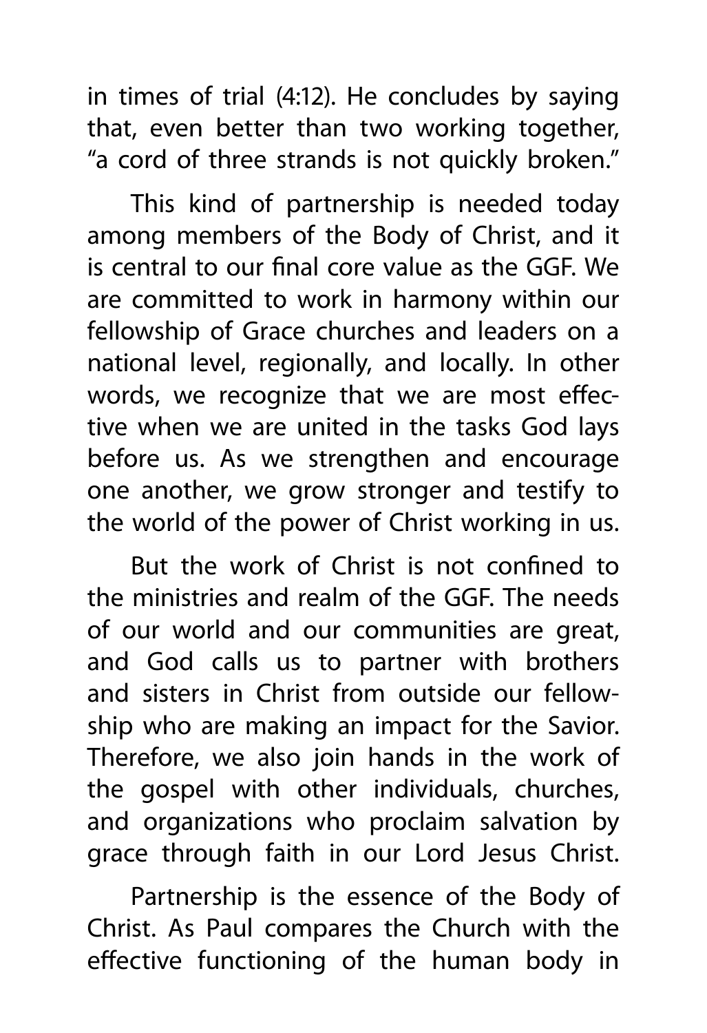in times of trial (4:12). He concludes by saying that, even better than two working together, "a cord of three strands is not quickly broken."

This kind of partnership is needed today among members of the Body of Christ, and it is central to our final core value as the GGF. We are committed to work in harmony within our fellowship of Grace churches and leaders on a national level, regionally, and locally. In other words, we recognize that we are most effective when we are united in the tasks God lays before us. As we strengthen and encourage one another, we grow stronger and testify to the world of the power of Christ working in us.

But the work of Christ is not confined to the ministries and realm of the GGF. The needs of our world and our communities are great, and God calls us to partner with brothers and sisters in Christ from outside our fellowship who are making an impact for the Savior. Therefore, we also join hands in the work of the gospel with other individuals, churches, and organizations who proclaim salvation by grace through faith in our Lord Jesus Christ.

Partnership is the essence of the Body of Christ. As Paul compares the Church with the effective functioning of the human body in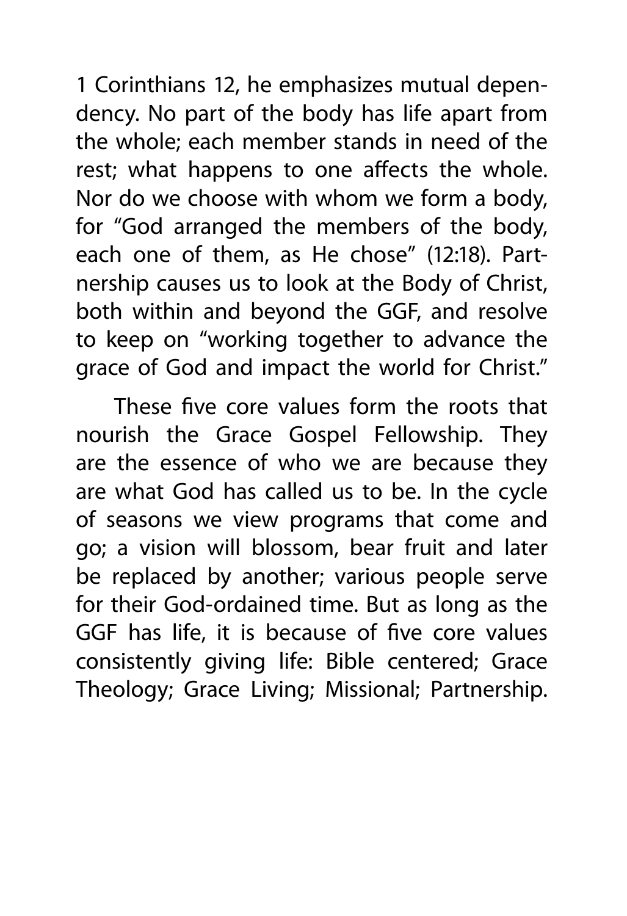1 Corinthians 12, he emphasizes mutual dependency. No part of the body has life apart from the whole; each member stands in need of the rest; what happens to one affects the whole. Nor do we choose with whom we form a body, for "God arranged the members of the body, each one of them, as He chose" (12:18). Partnership causes us to look at the Body of Christ, both within and beyond the GGF, and resolve to keep on "working together to advance the grace of God and impact the world for Christ."

These five core values form the roots that nourish the Grace Gospel Fellowship. They are the essence of who we are because they are what God has called us to be. In the cycle of seasons we view programs that come and go; a vision will blossom, bear fruit and later be replaced by another; various people serve for their God-ordained time. But as long as the GGF has life, it is because of five core values consistently giving life: Bible centered; Grace Theology; Grace Living; Missional; Partnership.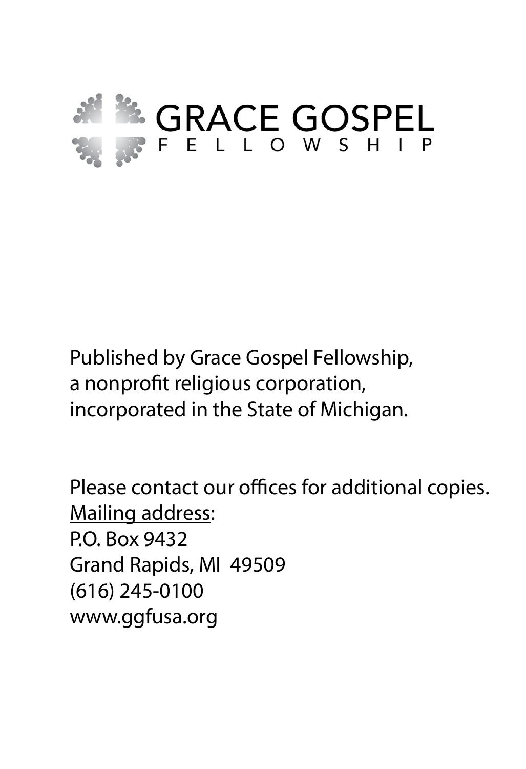GRACE GOSPEL
FELLOWSHIP

Published by Grace Gospel Fellowship,
a nonprofit religious corporation,
incorporated in the State of Michigan.

Please contact our offices for additional copies.
Mailing address:
P.O. Box 9432
Grand Rapids, MI 49509
(616) 245-0100
www.ggfusa.org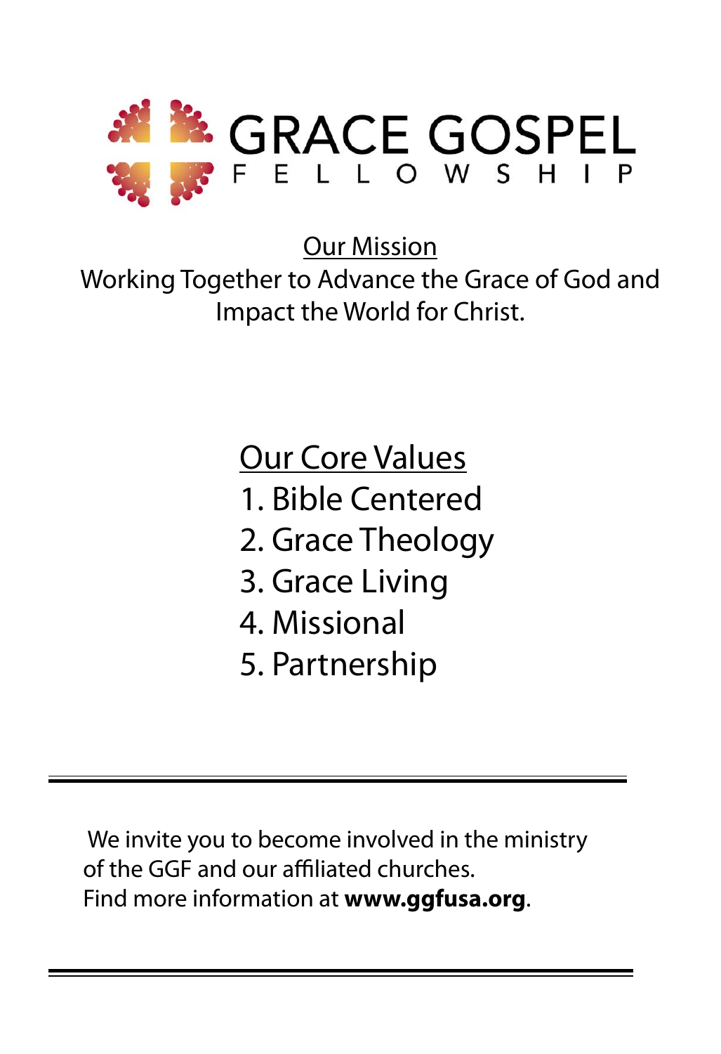# GRACE GOSPEL FELLOWSHIP

Our Mission

Working Together to Advance the Grace of God and Impact the World for Christ.

Our Core Values

1. Bible Centered
2. Grace Theology
3. Grace Living
4. Missional
5. Partnership

---

We invite you to become involved in the ministry of the GGF and our affiliated churches.
Find more information at **www.ggfusa.org**.

---